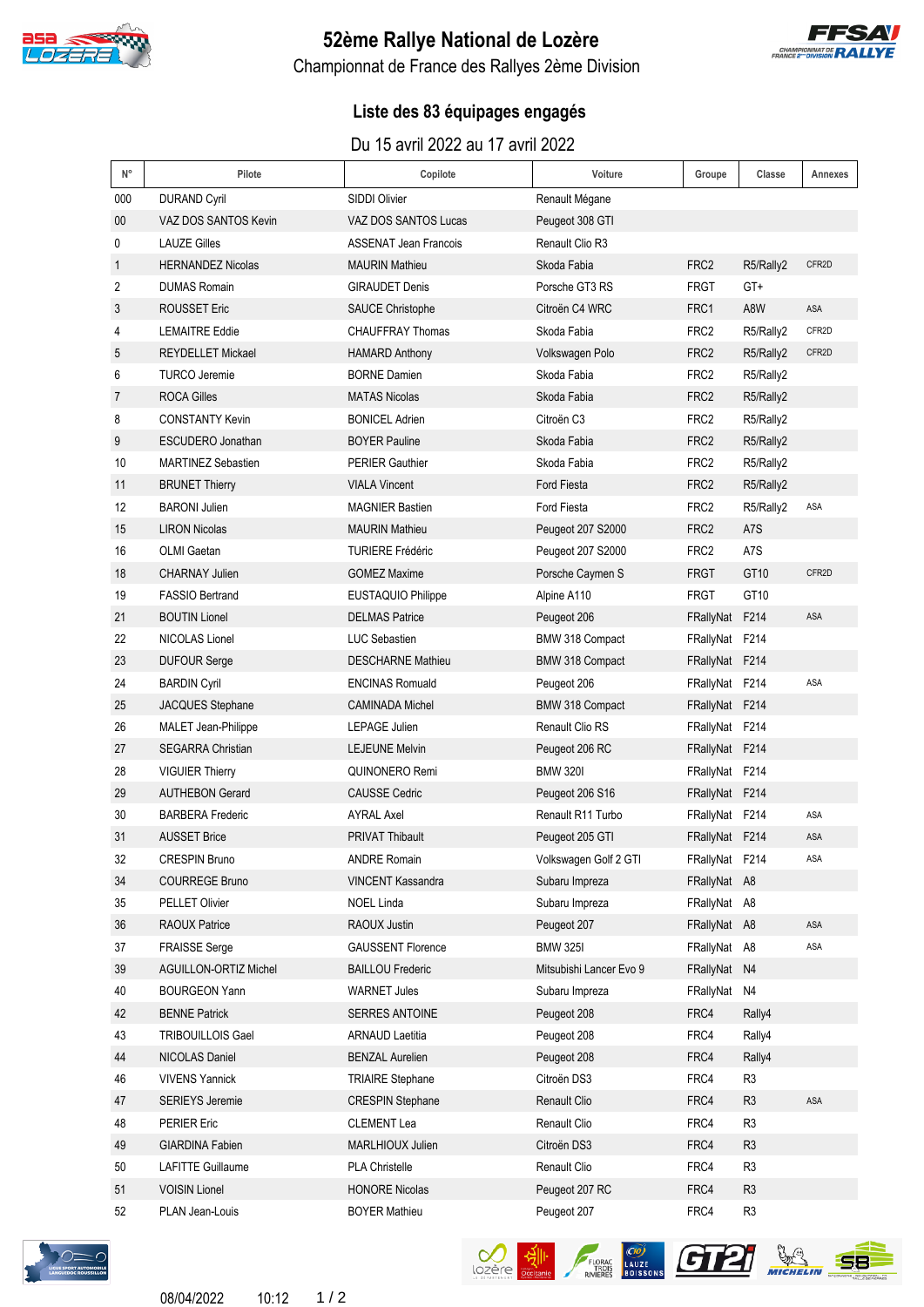# 52ème Rallye National de Lozère

## Championnat de France des Rallyes 2ème Division

### Liste des 83 équipages engagés

Du 15 avril 2022 au 17 avril 2022

| N° | Pilote | Copilote | Voiture | Groupe | Classe | Annexes |
|---|---|---|---|---|---|---|
| 000 | DURAND Cyril | SIDDI Olivier | Renault Mégane | | | |
| 00 | VAZ DOS SANTOS Kevin | VAZ DOS SANTOS Lucas | Peugeot 308 GTI | | | |
| 0 | LAUZE Gilles | ASSENAT Jean Francois | Renault Clio R3 | | | |
| 1 | HERNANDEZ Nicolas | MAURIN Mathieu | Skoda Fabia | FRC2 | R5/Rally2 | CFR2D |
| 2 | DUMAS Romain | GIRAUDET Denis | Porsche GT3 RS | FRGT | GT+ | |
| 3 | ROUSSET Eric | SAUCE Christophe | Citroën C4 WRC | FRC1 | A8W | ASA |
| 4 | LEMAITRE Eddie | CHAUFFRAY Thomas | Skoda Fabia | FRC2 | R5/Rally2 | CFR2D |
| 5 | REYDELLET Mickael | HAMARD Anthony | Volkswagen Polo | FRC2 | R5/Rally2 | CFR2D |
| 6 | TURCO Jeremie | BORNE Damien | Skoda Fabia | FRC2 | R5/Rally2 | |
| 7 | ROCA Gilles | MATAS Nicolas | Skoda Fabia | FRC2 | R5/Rally2 | |
| 8 | CONSTANTY Kevin | BONICEL Adrien | Citroën C3 | FRC2 | R5/Rally2 | |
| 9 | ESCUDERO Jonathan | BOYER Pauline | Skoda Fabia | FRC2 | R5/Rally2 | |
| 10 | MARTINEZ Sebastien | PERIER Gauthier | Skoda Fabia | FRC2 | R5/Rally2 | |
| 11 | BRUNET Thierry | VIALA Vincent | Ford Fiesta | FRC2 | R5/Rally2 | |
| 12 | BARONI Julien | MAGNIER Bastien | Ford Fiesta | FRC2 | R5/Rally2 | ASA |
| 15 | LIRON Nicolas | MAURIN Mathieu | Peugeot 207 S2000 | FRC2 | A7S | |
| 16 | OLMI Gaetan | TURIERE Frédéric | Peugeot 207 S2000 | FRC2 | A7S | |
| 18 | CHARNAY Julien | GOMEZ Maxime | Porsche Caymen S | FRGT | GT10 | CFR2D |
| 19 | FASSIO Bertrand | EUSTAQUIO Philippe | Alpine A110 | FRGT | GT10 | |
| 21 | BOUTIN Lionel | DELMAS Patrice | Peugeot 206 | FRallyNat | F214 | ASA |
| 22 | NICOLAS Lionel | LUC Sebastien | BMW 318 Compact | FRallyNat | F214 | |
| 23 | DUFOUR Serge | DESCHARNE Mathieu | BMW 318 Compact | FRallyNat | F214 | |
| 24 | BARDIN Cyril | ENCINAS Romuald | Peugeot 206 | FRallyNat | F214 | ASA |
| 25 | JACQUES Stephane | CAMINADA Michel | BMW 318 Compact | FRallyNat | F214 | |
| 26 | MALET Jean-Philippe | LEPAGE Julien | Renault Clio RS | FRallyNat | F214 | |
| 27 | SEGARRA Christian | LEJEUNE Melvin | Peugeot 206 RC | FRallyNat | F214 | |
| 28 | VIGUIER Thierry | QUINONERO Remi | BMW 320I | FRallyNat | F214 | |
| 29 | AUTHEBON Gerard | CAUSSE Cedric | Peugeot 206 S16 | FRallyNat | F214 | |
| 30 | BARBERA Frederic | AYRAL Axel | Renault R11 Turbo | FRallyNat | F214 | ASA |
| 31 | AUSSET Brice | PRIVAT Thibault | Peugeot 205 GTI | FRallyNat | F214 | ASA |
| 32 | CRESPIN Bruno | ANDRE Romain | Volkswagen Golf 2 GTI | FRallyNat | F214 | ASA |
| 34 | COURREGE Bruno | VINCENT Kassandra | Subaru Impreza | FRallyNat | A8 | |
| 35 | PELLET Olivier | NOEL Linda | Subaru Impreza | FRallyNat | A8 | |
| 36 | RAOUX Patrice | RAOUX Justin | Peugeot 207 | FRallyNat | A8 | ASA |
| 37 | FRAISSE Serge | GAUSSENT Florence | BMW 325I | FRallyNat | A8 | ASA |
| 39 | AGUILLON-ORTIZ Michel | BAILLOU Frederic | Mitsubishi Lancer Evo 9 | FRallyNat | N4 | |
| 40 | BOURGEON Yann | WARNET Jules | Subaru Impreza | FRallyNat | N4 | |
| 42 | BENNE Patrick | SERRES ANTOINE | Peugeot 208 | FRC4 | Rally4 | |
| 43 | TRIBOUILLOIS Gael | ARNAUD Laetitia | Peugeot 208 | FRC4 | Rally4 | |
| 44 | NICOLAS Daniel | BENZAL Aurelien | Peugeot 208 | FRC4 | Rally4 | |
| 46 | VIVENS Yannick | TRIAIRE Stephane | Citroën DS3 | FRC4 | R3 | |
| 47 | SERIEYS Jeremie | CRESPIN Stephane | Renault Clio | FRC4 | R3 | ASA |
| 48 | PERIER Eric | CLEMENT Lea | Renault Clio | FRC4 | R3 | |
| 49 | GIARDINA Fabien | MARLHIOUX Julien | Citroën DS3 | FRC4 | R3 | |
| 50 | LAFITTE Guillaume | PLA Christelle | Renault Clio | FRC4 | R3 | |
| 51 | VOISIN Lionel | HONORE Nicolas | Peugeot 207 RC | FRC4 | R3 | |
| 52 | PLAN Jean-Louis | BOYER Mathieu | Peugeot 207 | FRC4 | R3 | |

08/04/2022 10:12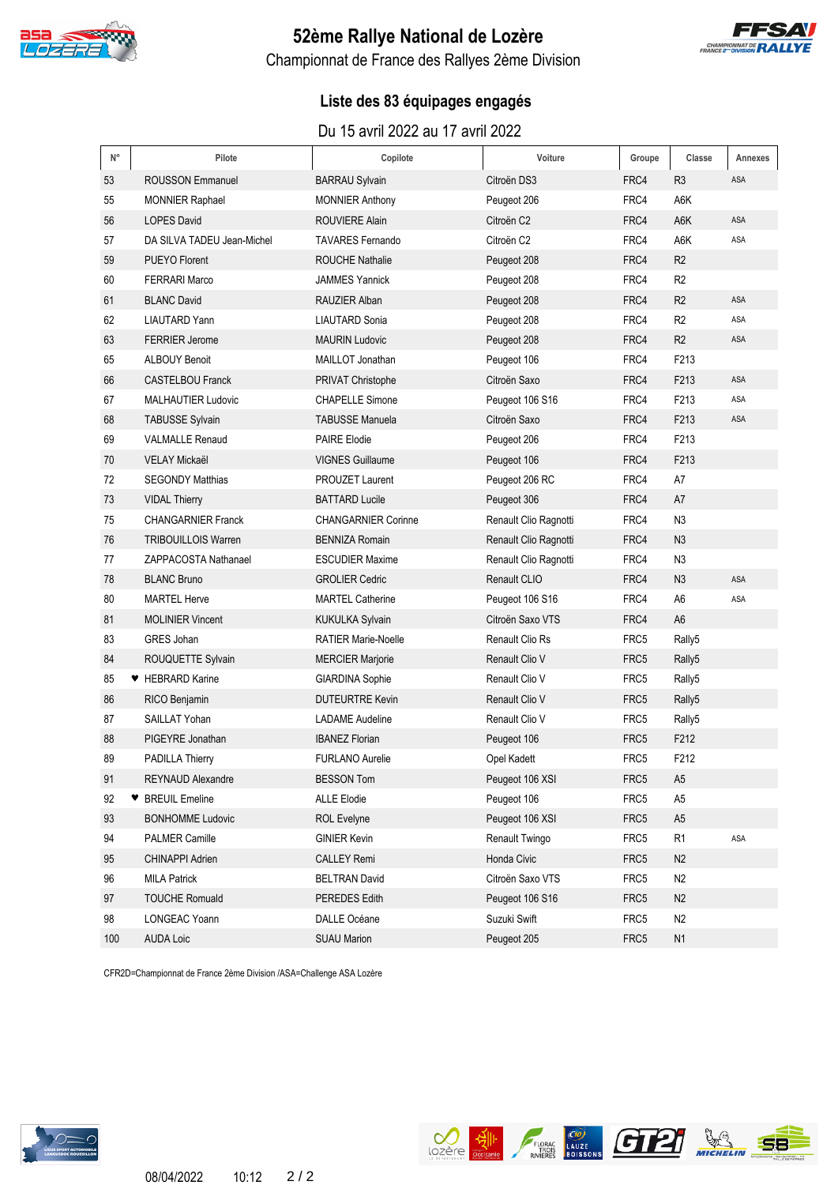# 52ème Rallye National de Lozère

Championnat de France des Rallyes 2ème Division

## Liste des 83 équipages engagés

Du 15 avril 2022 au 17 avril 2022

| N° | Pilote | Copilote | Voiture | Groupe | Classe | Annexes |
|---|---|---|---|---|---|---|
| 53 | ROUSSON Emmanuel | BARRAU Sylvain | Citroën DS3 | FRC4 | R3 | ASA |
| 55 | MONNIER Raphael | MONNIER Anthony | Peugeot 206 | FRC4 | A6K | |
| 56 | LOPES David | ROUVIERE Alain | Citroën C2 | FRC4 | A6K | ASA |
| 57 | DA SILVA TADEU Jean-Michel | TAVARES Fernando | Citroën C2 | FRC4 | A6K | ASA |
| 59 | PUEYO Florent | ROUCHE Nathalie | Peugeot 208 | FRC4 | R2 | |
| 60 | FERRARI Marco | JAMMES Yannick | Peugeot 208 | FRC4 | R2 | |
| 61 | BLANC David | RAUZIER Alban | Peugeot 208 | FRC4 | R2 | ASA |
| 62 | LIAUTARD Yann | LIAUTARD Sonia | Peugeot 208 | FRC4 | R2 | ASA |
| 63 | FERRIER Jerome | MAURIN Ludovic | Peugeot 208 | FRC4 | R2 | ASA |
| 65 | ALBOUY Benoit | MAILLOT Jonathan | Peugeot 106 | FRC4 | F213 | |
| 66 | CASTELBOU Franck | PRIVAT Christophe | Citroën Saxo | FRC4 | F213 | ASA |
| 67 | MALHAUTIER Ludovic | CHAPELLE Simone | Peugeot 106 S16 | FRC4 | F213 | ASA |
| 68 | TABUSSE Sylvain | TABUSSE Manuela | Citroën Saxo | FRC4 | F213 | ASA |
| 69 | VALMALLE Renaud | PAIRE Elodie | Peugeot 206 | FRC4 | F213 | |
| 70 | VELAY Mickaël | VIGNES Guillaume | Peugeot 106 | FRC4 | F213 | |
| 72 | SEGONDY Matthias | PROUZET Laurent | Peugeot 206 RC | FRC4 | A7 | |
| 73 | VIDAL Thierry | BATTARD Lucile | Peugeot 306 | FRC4 | A7 | |
| 75 | CHANGARNIER Franck | CHANGARNIER Corinne | Renault Clio Ragnotti | FRC4 | N3 | |
| 76 | TRIBOUILLOIS Warren | BENNIZA Romain | Renault Clio Ragnotti | FRC4 | N3 | |
| 77 | ZAPPACOSTA Nathanael | ESCUDIER Maxime | Renault Clio Ragnotti | FRC4 | N3 | |
| 78 | BLANC Bruno | GROLIER Cedric | Renault CLIO | FRC4 | N3 | ASA |
| 80 | MARTEL Herve | MARTEL Catherine | Peugeot 106 S16 | FRC4 | A6 | ASA |
| 81 | MOLINIER Vincent | KUKULKA Sylvain | Citroën Saxo VTS | FRC4 | A6 | |
| 83 | GRES Johan | RATIER Marie-Noelle | Renault Clio Rs | FRC5 | Rally5 | |
| 84 | ROUQUETTE Sylvain | MERCIER Marjorie | Renault Clio V | FRC5 | Rally5 | |
| 85 | ♥ HEBRARD Karine | GIARDINA Sophie | Renault Clio V | FRC5 | Rally5 | |
| 86 | RICO Benjamin | DUTEURTRE Kevin | Renault Clio V | FRC5 | Rally5 | |
| 87 | SAILLAT Yohan | LADAME Audeline | Renault Clio V | FRC5 | Rally5 | |
| 88 | PIGEYRE Jonathan | IBANEZ Florian | Peugeot 106 | FRC5 | F212 | |
| 89 | PADILLA Thierry | FURLANO Aurelie | Opel Kadett | FRC5 | F212 | |
| 91 | REYNAUD Alexandre | BESSON Tom | Peugeot 106 XSI | FRC5 | A5 | |
| 92 | ♥ BREUIL Emeline | ALLE Elodie | Peugeot 106 | FRC5 | A5 | |
| 93 | BONHOMME Ludovic | ROL Evelyne | Peugeot 106 XSI | FRC5 | A5 | |
| 94 | PALMER Camille | GINIER Kevin | Renault Twingo | FRC5 | R1 | ASA |
| 95 | CHINAPPI Adrien | CALLEY Remi | Honda Civic | FRC5 | N2 | |
| 96 | MILA Patrick | BELTRAN David | Citroën Saxo VTS | FRC5 | N2 | |
| 97 | TOUCHE Romuald | PEREDES Edith | Peugeot 106 S16 | FRC5 | N2 | |
| 98 | LONGEAC Yoann | DALLE Océane | Suzuki Swift | FRC5 | N2 | |
| 100 | AUDA Loic | SUAU Marion | Peugeot 205 | FRC5 | N1 | |

CFR2D=Championnat de France 2ème Division /ASA=Challenge ASA Lozère

08/04/2022 10:12